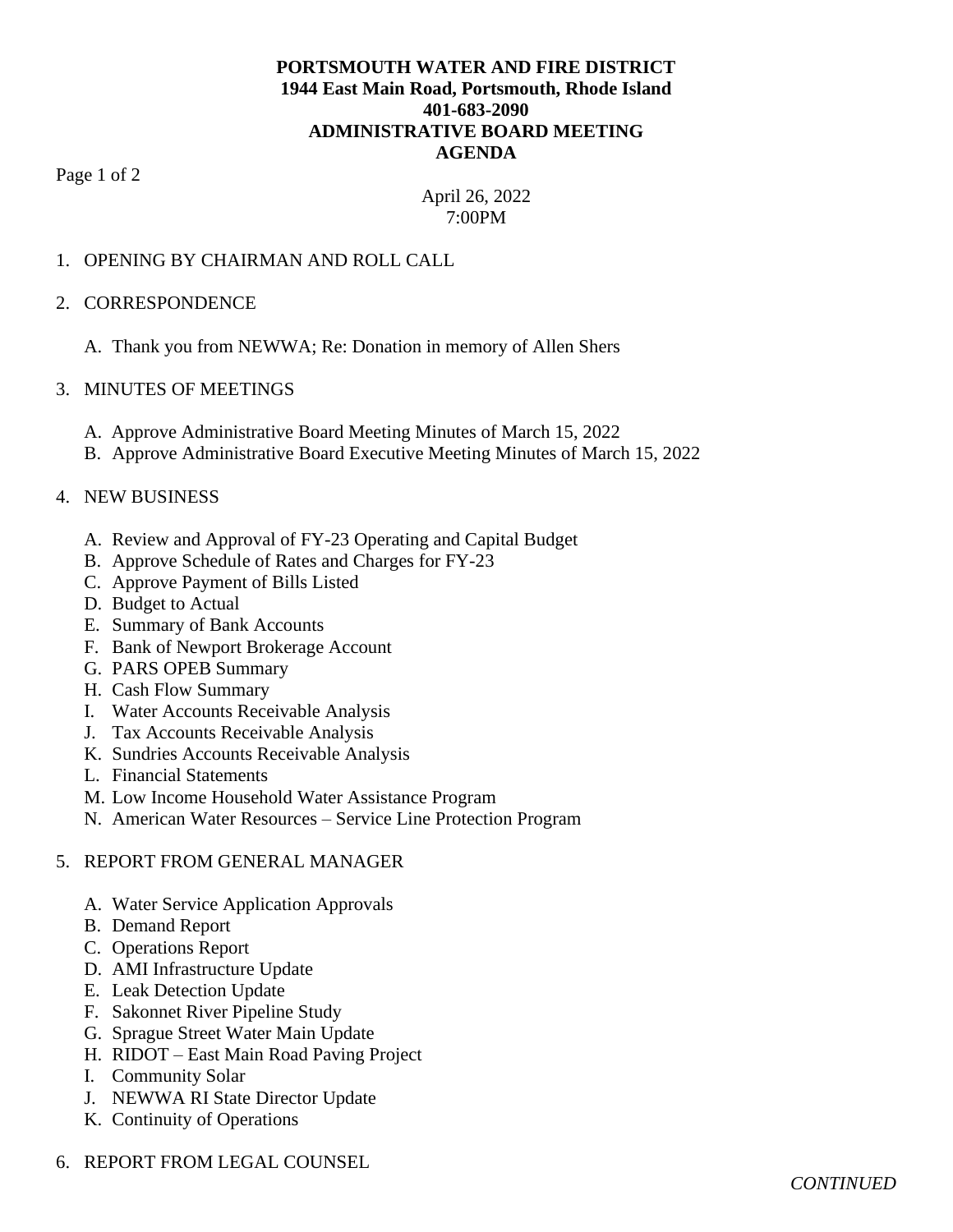**PORTSMOUTH WATER AND FIRE DISTRICT**
**1944 East Main Road, Portsmouth, Rhode Island**
**401-683-2090**
**ADMINISTRATIVE BOARD MEETING**
**AGENDA**

April 26, 2022
7:00PM

1. OPENING BY CHAIRMAN AND ROLL CALL

2. CORRESPONDENCE

   A. Thank you from NEWWA; Re: Donation in memory of Allen Shers

3. MINUTES OF MEETINGS

   A. Approve Administrative Board Meeting Minutes of March 15, 2022
   B. Approve Administrative Board Executive Meeting Minutes of March 15, 2022

4. NEW BUSINESS

   A. Review and Approval of FY-23 Operating and Capital Budget
   B. Approve Schedule of Rates and Charges for FY-23
   C. Approve Payment of Bills Listed
   D. Budget to Actual
   E. Summary of Bank Accounts
   F. Bank of Newport Brokerage Account
   G. PARS OPEB Summary
   H. Cash Flow Summary
   I. Water Accounts Receivable Analysis
   J. Tax Accounts Receivable Analysis
   K. Sundries Accounts Receivable Analysis
   L. Financial Statements
   M. Low Income Household Water Assistance Program
   N. American Water Resources – Service Line Protection Program

5. REPORT FROM GENERAL MANAGER

   A. Water Service Application Approvals
   B. Demand Report
   C. Operations Report
   D. AMI Infrastructure Update
   E. Leak Detection Update
   F. Sakonnet River Pipeline Study
   G. Sprague Street Water Main Update
   H. RIDOT – East Main Road Paving Project
   I. Community Solar
   J. NEWWA RI State Director Update
   K. Continuity of Operations

6. REPORT FROM LEGAL COUNSEL

*CONTINUED*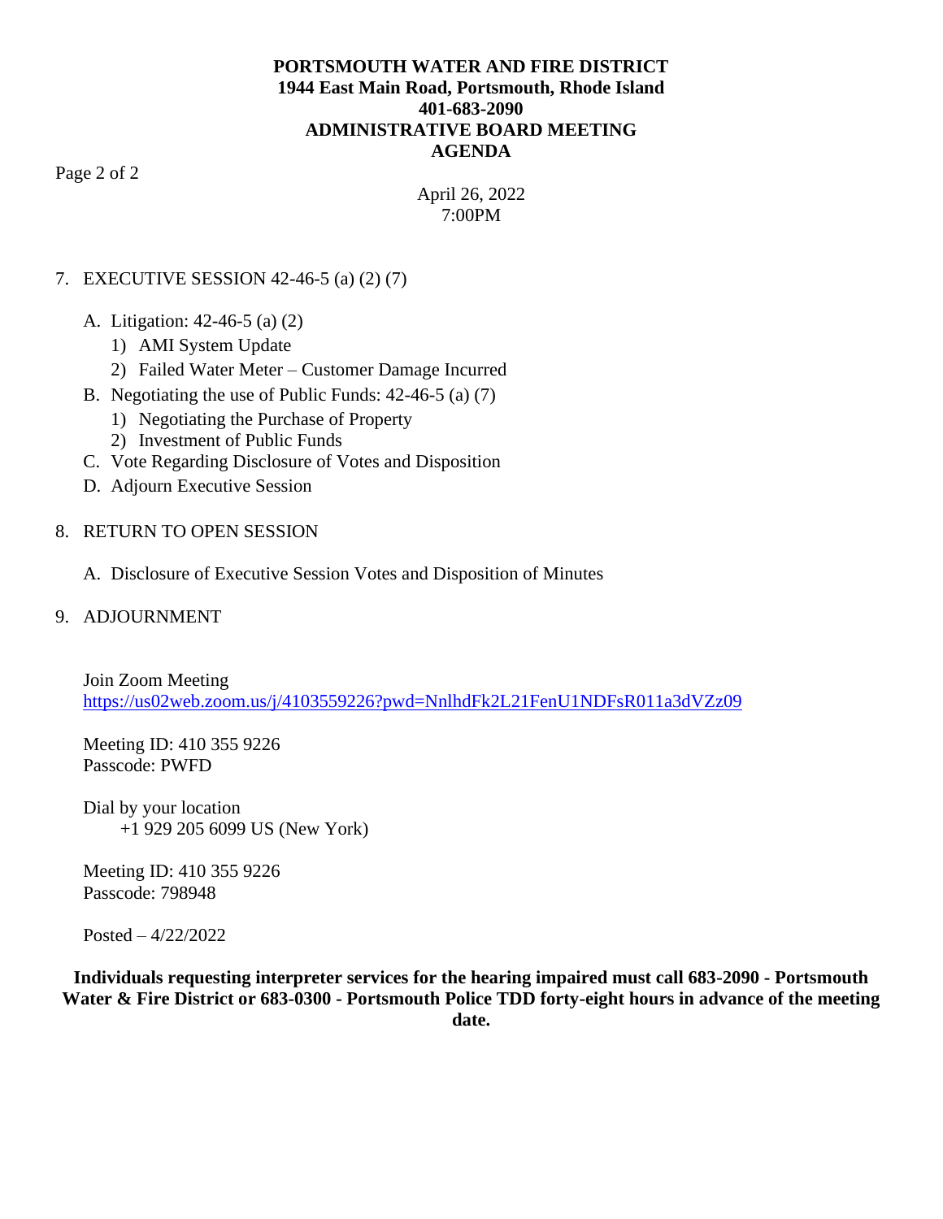**PORTSMOUTH WATER AND FIRE DISTRICT**
**1944 East Main Road, Portsmouth, Rhode Island**
**401-683-2090**
**ADMINISTRATIVE BOARD MEETING**
**AGENDA**

April 26, 2022
7:00PM

7. EXECUTIVE SESSION 42-46-5 (a) (2) (7)

   A. Litigation: 42-46-5 (a) (2)
      1) AMI System Update
      2) Failed Water Meter – Customer Damage Incurred
   B. Negotiating the use of Public Funds: 42-46-5 (a) (7)
      1) Negotiating the Purchase of Property
      2) Investment of Public Funds
   C. Vote Regarding Disclosure of Votes and Disposition
   D. Adjourn Executive Session

8. RETURN TO OPEN SESSION

   A. Disclosure of Executive Session Votes and Disposition of Minutes

9. ADJOURNMENT

Join Zoom Meeting
https://us02web.zoom.us/j/4103559226?pwd=NnlhdFk2L21FenU1NDFsR011a3dVZz09

Meeting ID: 410 355 9226
Passcode: PWFD

Dial by your location
+1 929 205 6099 US (New York)

Meeting ID: 410 355 9226
Passcode: 798948

Posted – 4/22/2022

**Individuals requesting interpreter services for the hearing impaired must call 683-2090 - Portsmouth Water & Fire District or 683-0300 - Portsmouth Police TDD forty-eight hours in advance of the meeting date.**